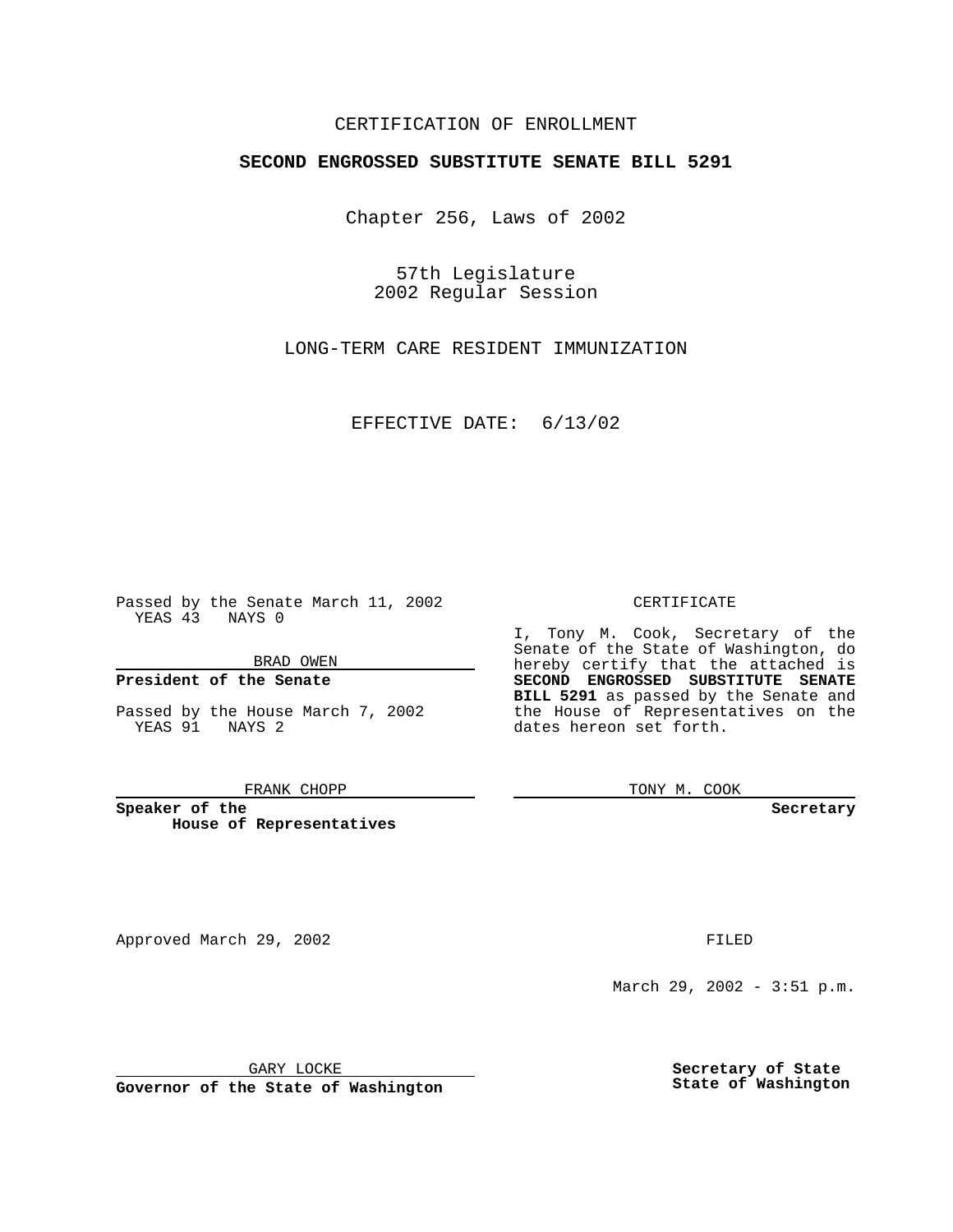CERTIFICATION OF ENROLLMENT

**SECOND ENGROSSED SUBSTITUTE SENATE BILL 5291**

Chapter 256, Laws of 2002

57th Legislature
2002 Regular Session

LONG-TERM CARE RESIDENT IMMUNIZATION

EFFECTIVE DATE: 6/13/02

Passed by the Senate March 11, 2002
YEAS 43 NAYS 0

BRAD OWEN

**President of the Senate**

Passed by the House March 7, 2002
YEAS 91 NAYS 2

FRANK CHOPP

**Speaker of the House of Representatives**

CERTIFICATE

I, Tony M. Cook, Secretary of the Senate of the State of Washington, do hereby certify that the attached is **SECOND ENGROSSED SUBSTITUTE SENATE BILL 5291** as passed by the Senate and the House of Representatives on the dates hereon set forth.

TONY M. COOK

**Secretary**

Approved March 29, 2002

GARY LOCKE

**Governor of the State of Washington**

FILED

March 29, 2002 - 3:51 p.m.

**Secretary of State**
**State of Washington**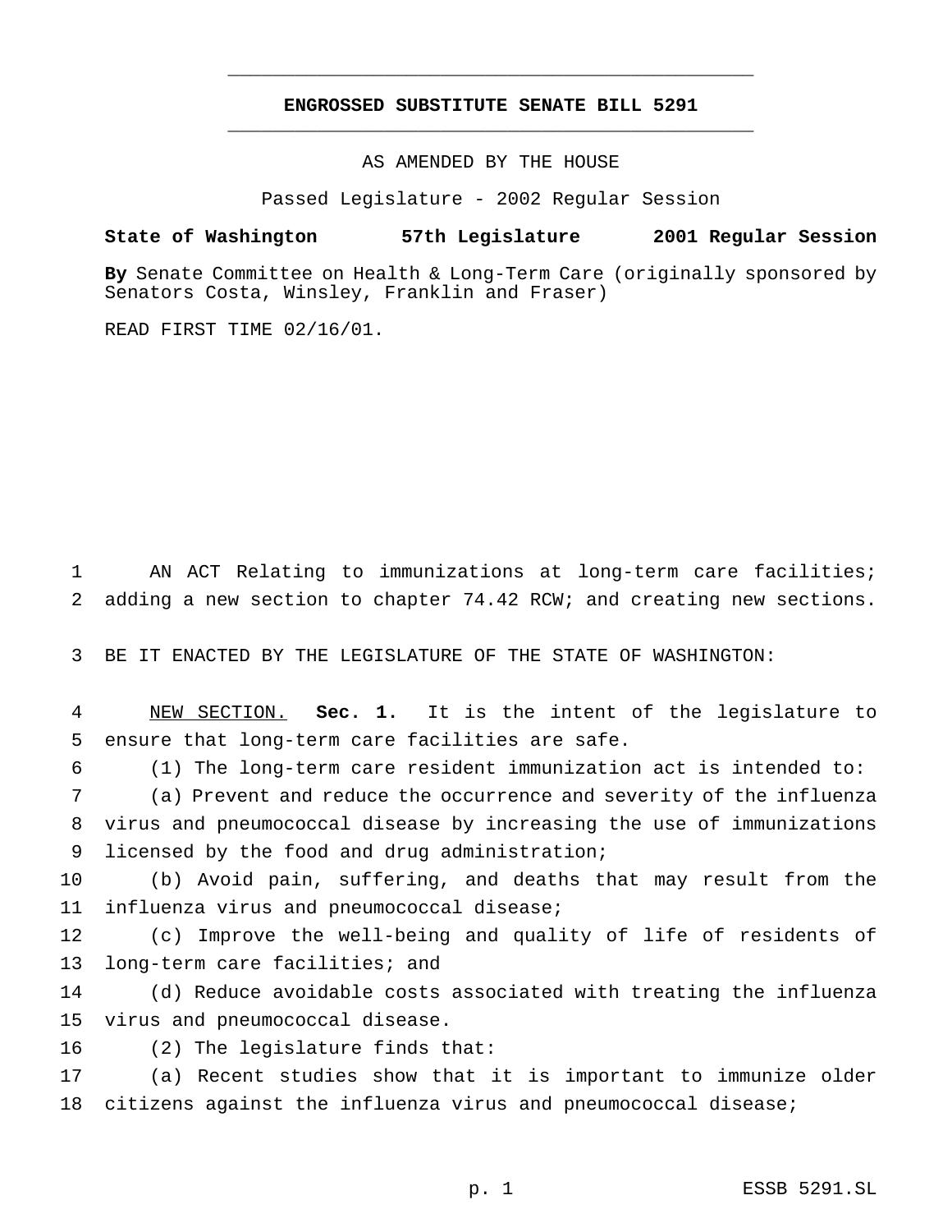# ENGROSSED SUBSTITUTE SENATE BILL 5291

AS AMENDED BY THE HOUSE

Passed Legislature - 2002 Regular Session

**State of Washington 57th Legislature 2001 Regular Session**

**By** Senate Committee on Health & Long-Term Care (originally sponsored by Senators Costa, Winsley, Franklin and Fraser)

READ FIRST TIME 02/16/01.

AN ACT Relating to immunizations at long-term care facilities; adding a new section to chapter 74.42 RCW; and creating new sections.

BE IT ENACTED BY THE LEGISLATURE OF THE STATE OF WASHINGTON:

NEW SECTION. **Sec. 1.** It is the intent of the legislature to ensure that long-term care facilities are safe.

(1) The long-term care resident immunization act is intended to:

(a) Prevent and reduce the occurrence and severity of the influenza virus and pneumococcal disease by increasing the use of immunizations licensed by the food and drug administration;

(b) Avoid pain, suffering, and deaths that may result from the influenza virus and pneumococcal disease;

(c) Improve the well-being and quality of life of residents of long-term care facilities; and

(d) Reduce avoidable costs associated with treating the influenza virus and pneumococcal disease.

(2) The legislature finds that:

(a) Recent studies show that it is important to immunize older citizens against the influenza virus and pneumococcal disease;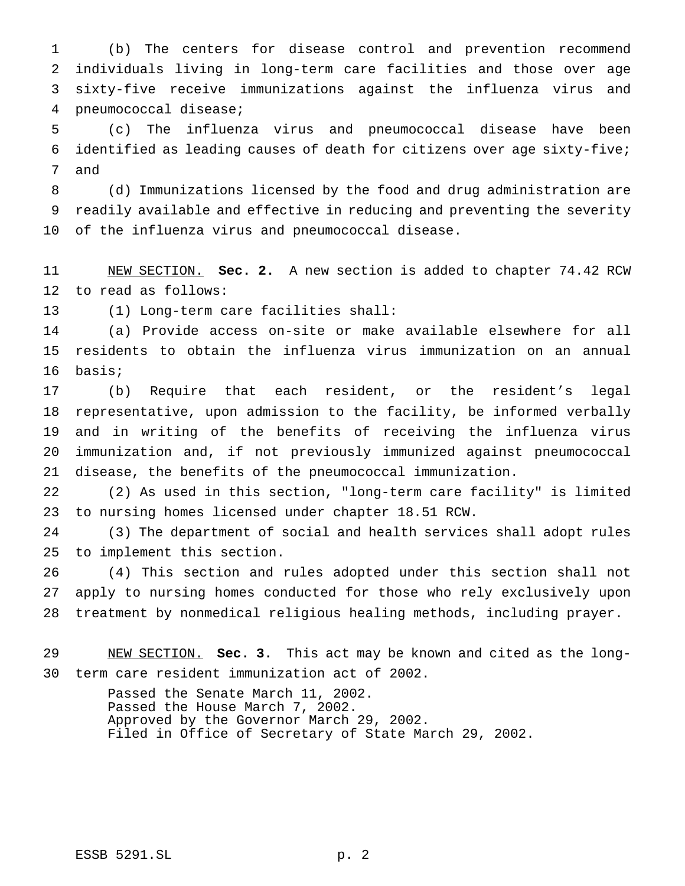(b) The centers for disease control and prevention recommend individuals living in long-term care facilities and those over age sixty-five receive immunizations against the influenza virus and pneumococcal disease;

(c) The influenza virus and pneumococcal disease have been identified as leading causes of death for citizens over age sixty-five; and

(d) Immunizations licensed by the food and drug administration are readily available and effective in reducing and preventing the severity of the influenza virus and pneumococcal disease.

NEW SECTION. **Sec. 2.** A new section is added to chapter 74.42 RCW to read as follows:

(1) Long-term care facilities shall:

(a) Provide access on-site or make available elsewhere for all residents to obtain the influenza virus immunization on an annual basis;

(b) Require that each resident, or the resident's legal representative, upon admission to the facility, be informed verbally and in writing of the benefits of receiving the influenza virus immunization and, if not previously immunized against pneumococcal disease, the benefits of the pneumococcal immunization.

(2) As used in this section, "long-term care facility" is limited to nursing homes licensed under chapter 18.51 RCW.

(3) The department of social and health services shall adopt rules to implement this section.

(4) This section and rules adopted under this section shall not apply to nursing homes conducted for those who rely exclusively upon treatment by nonmedical religious healing methods, including prayer.

NEW SECTION. **Sec. 3.** This act may be known and cited as the long-term care resident immunization act of 2002.

Passed the Senate March 11, 2002.
Passed the House March 7, 2002.
Approved by the Governor March 29, 2002.
Filed in Office of Secretary of State March 29, 2002.